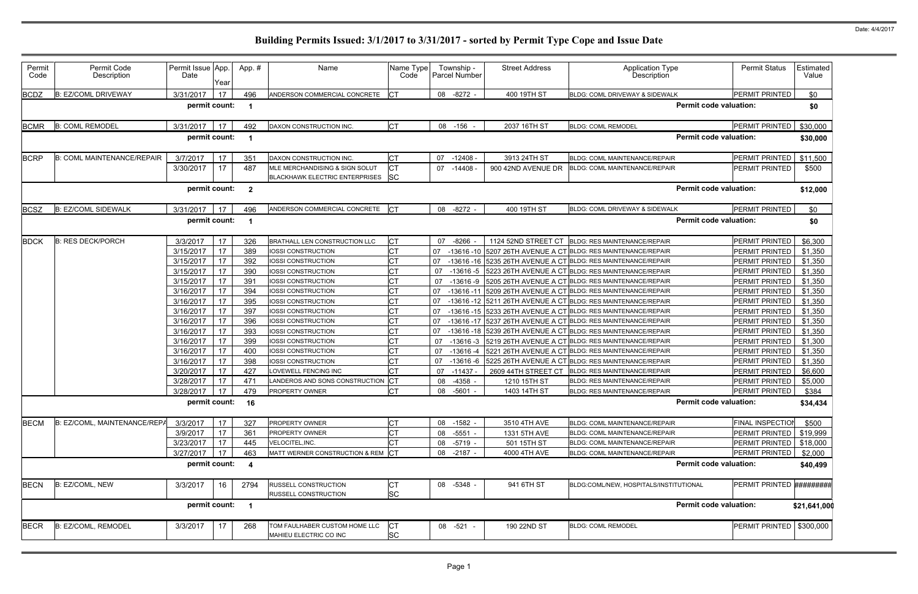Date: 4/4/2017

# Building Permits Issued: 3/1/2017 to 3/31/2017 - sorted by Permit Type Cope and Issue Date

| Permit Code | Permit Code Description | Permit Issue Date | App. Year | App. # | Name | Name Type Code | Township - Parcel Number | Street Address | Application Type Description | Permit Status | Estimated Value |
|---|---|---|---|---|---|---|---|---|---|---|---|
| BCDZ | B: EZ/COML DRIVEWAY | 3/31/2017 | 17 | 496 | ANDERSON COMMERCIAL CONCRETE | CT | 08 -8272 - | 400 19TH ST | BLDG: COML DRIVEWAY & SIDEWALK | PERMIT PRINTED | $0 |
| | | permit count: | | 1 | | | | | Permit code valuation: | | $0 |
| BCMR | B: COML REMODEL | 3/31/2017 | 17 | 492 | DAXON CONSTRUCTION INC. | CT | 08 -156 - | 2037 16TH ST | BLDG: COML REMODEL | PERMIT PRINTED | $30,000 |
| | | permit count: | | 1 | | | | | Permit code valuation: | | $30,000 |
| BCRP | B: COML MAINTENANCE/REPAIR | 3/7/2017 | 17 | 351 | DAXON CONSTRUCTION INC. | CT | 07 -12408 - | 3913 24TH ST | BLDG: COML MAINTENANCE/REPAIR | PERMIT PRINTED | $11,500 |
| | | 3/30/2017 | 17 | 487 | MLE MERCHANDISING & SIGN SOLUT<br>BLACKHAWK ELECTRIC ENTERPRISES | CT<br>SC | 07 -14408 - | 900 42ND AVENUE DR | BLDG: COML MAINTENANCE/REPAIR | PERMIT PRINTED | $500 |
| | | permit count: | | 2 | | | | | Permit code valuation: | | $12,000 |
| BCSZ | B: EZ/COML SIDEWALK | 3/31/2017 | 17 | 496 | ANDERSON COMMERCIAL CONCRETE | CT | 08 -8272 - | 400 19TH ST | BLDG: COML DRIVEWAY & SIDEWALK | PERMIT PRINTED | $0 |
| | | permit count: | | 1 | | | | | Permit code valuation: | | $0 |
| BDCK | B: RES DECK/PORCH | 3/3/2017 | 17 | 326 | BRATHALL LEN CONSTRUCTION LLC | CT | 07 -8266 - | 1124 52ND STREET CT | BLDG: RES MAINTENANCE/REPAIR | PERMIT PRINTED | $6,300 |
| | | 3/15/2017 | 17 | 389 | IOSSI CONSTRUCTION | CT | 07 -13616 -10 | 5207 26TH AVENUE A CT | BLDG: RES MAINTENANCE/REPAIR | PERMIT PRINTED | $1,350 |
| | | 3/15/2017 | 17 | 392 | IOSSI CONSTRUCTION | CT | 07 -13616 -16 | 5235 26TH AVENUE A CT | BLDG: RES MAINTENANCE/REPAIR | PERMIT PRINTED | $1,350 |
| | | 3/15/2017 | 17 | 390 | IOSSI CONSTRUCTION | CT | 07 -13616 -5 | 5223 26TH AVENUE A CT | BLDG: RES MAINTENANCE/REPAIR | PERMIT PRINTED | $1,350 |
| | | 3/15/2017 | 17 | 391 | IOSSI CONSTRUCTION | CT | 07 -13616 -9 | 5205 26TH AVENUE A CT | BLDG: RES MAINTENANCE/REPAIR | PERMIT PRINTED | $1,350 |
| | | 3/16/2017 | 17 | 394 | IOSSI CONSTRUCTION | CT | 07 -13616 -11 | 5209 26TH AVENUE A CT | BLDG: RES MAINTENANCE/REPAIR | PERMIT PRINTED | $1,350 |
| | | 3/16/2017 | 17 | 395 | IOSSI CONSTRUCTION | CT | 07 -13616 -12 | 5211 26TH AVENUE A CT | BLDG: RES MAINTENANCE/REPAIR | PERMIT PRINTED | $1,350 |
| | | 3/16/2017 | 17 | 397 | IOSSI CONSTRUCTION | CT | 07 -13616 -15 | 5233 26TH AVENUE A CT | BLDG: RES MAINTENANCE/REPAIR | PERMIT PRINTED | $1,350 |
| | | 3/16/2017 | 17 | 396 | IOSSI CONSTRUCTION | CT | 07 -13616 -17 | 5237 26TH AVENUE A CT | BLDG: RES MAINTENANCE/REPAIR | PERMIT PRINTED | $1,350 |
| | | 3/16/2017 | 17 | 393 | IOSSI CONSTRUCTION | CT | 07 -13616 -18 | 5239 26TH AVENUE A CT | BLDG: RES MAINTENANCE/REPAIR | PERMIT PRINTED | $1,350 |
| | | 3/16/2017 | 17 | 399 | IOSSI CONSTRUCTION | CT | 07 -13616 -3 | 5219 26TH AVENUE A CT | BLDG: RES MAINTENANCE/REPAIR | PERMIT PRINTED | $1,300 |
| | | 3/16/2017 | 17 | 400 | IOSSI CONSTRUCTION | CT | 07 -13616 -4 | 5221 26TH AVENUE A CT | BLDG: RES MAINTENANCE/REPAIR | PERMIT PRINTED | $1,350 |
| | | 3/16/2017 | 17 | 398 | IOSSI CONSTRUCTION | CT | 07 -13616 -6 | 5225 26TH AVENUE A CT | BLDG: RES MAINTENANCE/REPAIR | PERMIT PRINTED | $1,350 |
| | | 3/20/2017 | 17 | 427 | LOVEWELL FENCING INC | CT | 07 -11437 - | 2609 44TH STREET CT | BLDG: RES MAINTENANCE/REPAIR | PERMIT PRINTED | $6,600 |
| | | 3/28/2017 | 17 | 471 | LANDEROS AND SONS CONSTRUCTION | CT | 08 -4358 - | 1210 15TH ST | BLDG: RES MAINTENANCE/REPAIR | PERMIT PRINTED | $5,000 |
| | | 3/28/2017 | 17 | 479 | PROPERTY OWNER | CT | 08 -5601 - | 1403 14TH ST | BLDG: RES MAINTENANCE/REPAIR | PERMIT PRINTED | $384 |
| | | permit count: | | 16 | | | | | Permit code valuation: | | $34,434 |
| BECM | B: EZ/COML, MAINTENANCE/REPA | 3/3/2017 | 17 | 327 | PROPERTY OWNER | CT | 08 -1582 - | 3510 4TH AVE | BLDG: COML MAINTENANCE/REPAIR | FINAL INSPECTION | $500 |
| | | 3/9/2017 | 17 | 361 | PROPERTY OWNER | CT | 08 -5551 - | 1331 5TH AVE | BLDG: COML MAINTENANCE/REPAIR | PERMIT PRINTED | $19,999 |
| | | 3/23/2017 | 17 | 445 | VELOCITEL,INC. | CT | 08 -5719 - | 501 15TH ST | BLDG: COML MAINTENANCE/REPAIR | PERMIT PRINTED | $18,000 |
| | | 3/27/2017 | 17 | 463 | MATT WERNER CONSTRUCTION & REM | CT | 08 -2187 - | 4000 4TH AVE | BLDG: COML MAINTENANCE/REPAIR | PERMIT PRINTED | $2,000 |
| | | permit count: | | 4 | | | | | Permit code valuation: | | $40,499 |
| BECN | B: EZ/COML, NEW | 3/3/2017 | 16 | 2794 | RUSSELL CONSTRUCTION<br>RUSSELL CONSTRUCTION | CT<br>SC | 08 -5348 - | 941 6TH ST | BLDG:COML/NEW, HOSPITALS/INSTITUTIONAL | PERMIT PRINTED | ######### |
| | | permit count: | | 1 | | | | | Permit code valuation: | | $21,641,000 |
| BECR | B: EZ/COML, REMODEL | 3/3/2017 | 17 | 268 | TOM FAULHABER CUSTOM HOME LLC<br>MAHIEU ELECTRIC CO INC | CT<br>SC | 08 -521 - | 190 22ND ST | BLDG: COML REMODEL | PERMIT PRINTED | $300,000 |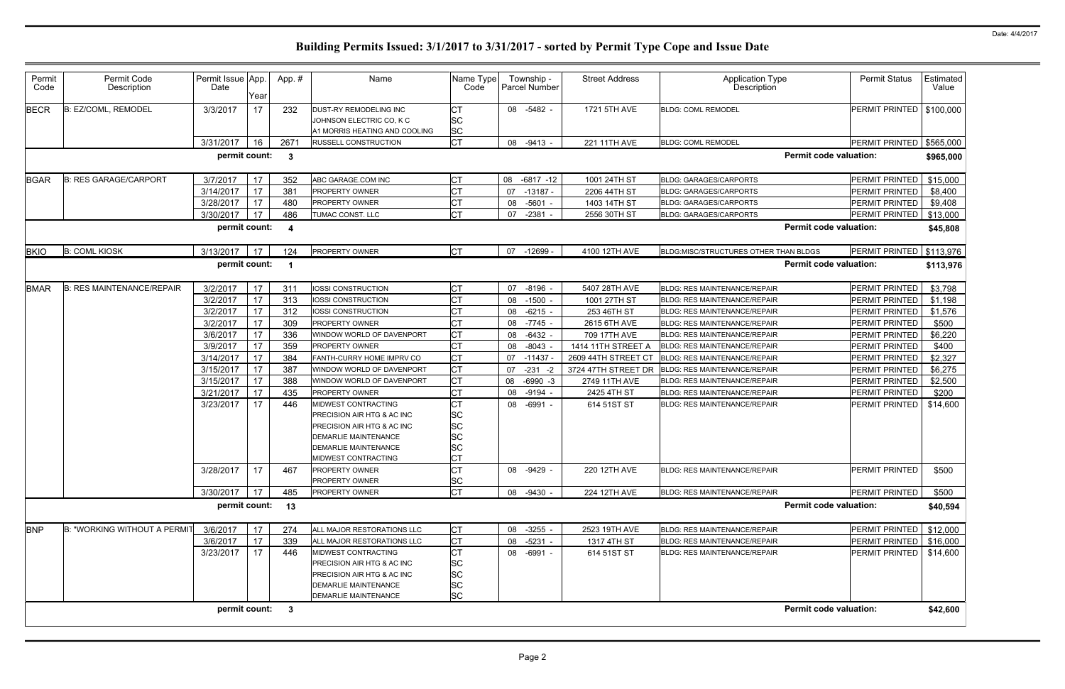# Building Permits Issued: 3/1/2017 to 3/31/2017 - sorted by Permit Type Cope and Issue Date

Date: 4/4/2017

| Permit Code | Permit Code Description | Permit Issue Date | App. Year | App. # | Name | Name Type Code | Township - Parcel Number | Street Address | Application Type Description | Permit Status | Estimated Value |
|---|---|---|---|---|---|---|---|---|---|---|---|
| BECR | B: EZ/COML, REMODEL | 3/3/2017 | 17 | 232 | DUST-RY REMODELING INC | CT | 08 -5482 - | 1721 5TH AVE | BLDG: COML REMODEL | PERMIT PRINTED | $100,000 |
| | | | | | JOHNSON ELECTRIC CO, K C | SC | | | | | |
| | | | | | A1 MORRIS HEATING AND COOLING | SC | | | | | |
| | | 3/31/2017 | 16 | 2671 | RUSSELL CONSTRUCTION | CT | 08 -9413 - | 221 11TH AVE | BLDG: COML REMODEL | PERMIT PRINTED | $565,000 |
| | | **permit count:** | | **3** | | | | | **Permit code valuation:** | | **$965,000** |
| BGAR | B: RES GARAGE/CARPORT | 3/7/2017 | 17 | 352 | ABC GARAGE.COM INC | CT | 08 -6817 -12 | 1001 24TH ST | BLDG: GARAGES/CARPORTS | PERMIT PRINTED | $15,000 |
| | | 3/14/2017 | 17 | 381 | PROPERTY OWNER | CT | 07 -13187 - | 2206 44TH ST | BLDG: GARAGES/CARPORTS | PERMIT PRINTED | $8,400 |
| | | 3/28/2017 | 17 | 480 | PROPERTY OWNER | CT | 08 -5601 - | 1403 14TH ST | BLDG: GARAGES/CARPORTS | PERMIT PRINTED | $9,408 |
| | | 3/30/2017 | 17 | 486 | TUMAC CONST. LLC | CT | 07 -2381 - | 2556 30TH ST | BLDG: GARAGES/CARPORTS | PERMIT PRINTED | $13,000 |
| | | **permit count:** | | **4** | | | | | **Permit code valuation:** | | **$45,808** |
| BKIO | B: COML KIOSK | 3/13/2017 | 17 | 124 | PROPERTY OWNER | CT | 07 -12699 - | 4100 12TH AVE | BLDG:MISC/STRUCTURES OTHER THAN BLDGS | PERMIT PRINTED | $113,976 |
| | | **permit count:** | | **1** | | | | | **Permit code valuation:** | | **$113,976** |
| BMAR | B: RES MAINTENANCE/REPAIR | 3/2/2017 | 17 | 311 | IOSSI CONSTRUCTION | CT | 07 -8196 - | 5407 28TH AVE | BLDG: RES MAINTENANCE/REPAIR | PERMIT PRINTED | $3,798 |
| | | 3/2/2017 | 17 | 313 | IOSSI CONSTRUCTION | CT | 08 -1500 - | 1001 27TH ST | BLDG: RES MAINTENANCE/REPAIR | PERMIT PRINTED | $1,198 |
| | | 3/2/2017 | 17 | 312 | IOSSI CONSTRUCTION | CT | 08 -6215 - | 253 46TH ST | BLDG: RES MAINTENANCE/REPAIR | PERMIT PRINTED | $1,576 |
| | | 3/2/2017 | 17 | 309 | PROPERTY OWNER | CT | 08 -7745 - | 2615 6TH AVE | BLDG: RES MAINTENANCE/REPAIR | PERMIT PRINTED | $500 |
| | | 3/6/2017 | 17 | 336 | WINDOW WORLD OF DAVENPORT | CT | 08 -6432 - | 709 17TH AVE | BLDG: RES MAINTENANCE/REPAIR | PERMIT PRINTED | $6,220 |
| | | 3/9/2017 | 17 | 359 | PROPERTY OWNER | CT | 08 -8043 - | 1414 11TH STREET A | BLDG: RES MAINTENANCE/REPAIR | PERMIT PRINTED | $400 |
| | | 3/14/2017 | 17 | 384 | FANTH-CURRY HOME IMPRV CO | CT | 07 -11437 - | 2609 44TH STREET CT | BLDG: RES MAINTENANCE/REPAIR | PERMIT PRINTED | $2,327 |
| | | 3/15/2017 | 17 | 387 | WINDOW WORLD OF DAVENPORT | CT | 07 -231 -2 | 3724 47TH STREET DR | BLDG: RES MAINTENANCE/REPAIR | PERMIT PRINTED | $6,275 |
| | | 3/15/2017 | 17 | 388 | WINDOW WORLD OF DAVENPORT | CT | 08 -6990 -3 | 2749 11TH AVE | BLDG: RES MAINTENANCE/REPAIR | PERMIT PRINTED | $2,500 |
| | | 3/21/2017 | 17 | 435 | PROPERTY OWNER | CT | 08 -9194 - | 2425 4TH ST | BLDG: RES MAINTENANCE/REPAIR | PERMIT PRINTED | $200 |
| | | 3/23/2017 | 17 | 446 | MIDWEST CONTRACTING | CT | 08 -6991 - | 614 51ST ST | BLDG: RES MAINTENANCE/REPAIR | PERMIT PRINTED | $14,600 |
| | | | | | PRECISION AIR HTG & AC INC | SC | | | | | |
| | | | | | PRECISION AIR HTG & AC INC | SC | | | | | |
| | | | | | DEMARLIE MAINTENANCE | SC | | | | | |
| | | | | | DEMARLIE MAINTENANCE | SC | | | | | |
| | | | | | MIDWEST CONTRACTING | CT | | | | | |
| | | 3/28/2017 | 17 | 467 | PROPERTY OWNER | CT | 08 -9429 - | 220 12TH AVE | BLDG: RES MAINTENANCE/REPAIR | PERMIT PRINTED | $500 |
| | | | | | PROPERTY OWNER | SC | | | | | |
| | | 3/30/2017 | 17 | 485 | PROPERTY OWNER | CT | 08 -9430 - | 224 12TH AVE | BLDG: RES MAINTENANCE/REPAIR | PERMIT PRINTED | $500 |
| | | **permit count:** | | **13** | | | | | **Permit code valuation:** | | **$40,594** |
| BNP | B: "WORKING WITHOUT A PERMIT | 3/6/2017 | 17 | 274 | ALL MAJOR RESTORATIONS LLC | CT | 08 -3255 - | 2523 19TH AVE | BLDG: RES MAINTENANCE/REPAIR | PERMIT PRINTED | $12,000 |
| | | 3/6/2017 | 17 | 339 | ALL MAJOR RESTORATIONS LLC | CT | 08 -5231 - | 1317 4TH ST | BLDG: RES MAINTENANCE/REPAIR | PERMIT PRINTED | $16,000 |
| | | 3/23/2017 | 17 | 446 | MIDWEST CONTRACTING | CT | 08 -6991 - | 614 51ST ST | BLDG: RES MAINTENANCE/REPAIR | PERMIT PRINTED | $14,600 |
| | | | | | PRECISION AIR HTG & AC INC | SC | | | | | |
| | | | | | PRECISION AIR HTG & AC INC | SC | | | | | |
| | | | | | DEMARLIE MAINTENANCE | SC | | | | | |
| | | | | | DEMARLIE MAINTENANCE | SC | | | | | |
| | | **permit count:** | | **3** | | | | | **Permit code valuation:** | | **$42,600** |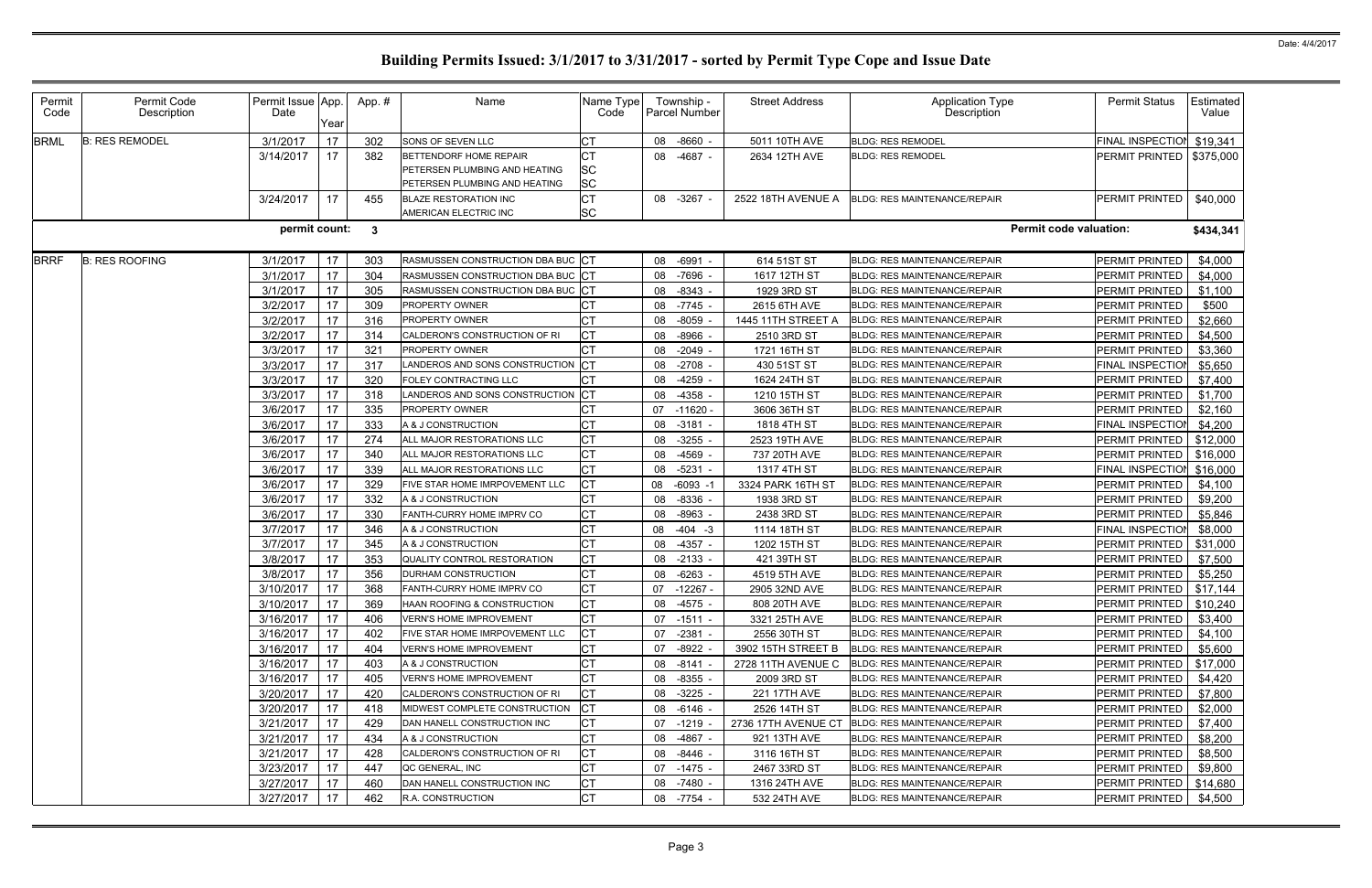# Building Permits Issued: 3/1/2017 to 3/31/2017 - sorted by Permit Type Cope and Issue Date

Date: 4/4/2017

| Permit Code | Permit Code Description | Permit Issue Date | App. Year | App. # | Name | Name Type Code | Township - Parcel Number | Street Address | Application Type Description | Permit Status | Estimated Value |
|---|---|---|---|---|---|---|---|---|---|---|---|
| BRML | B: RES REMODEL | 3/1/2017 | 17 | 302 | SONS OF SEVEN LLC | CT | 08 -8660 - | 5011 10TH AVE | BLDG: RES REMODEL | FINAL INSPECTION | $19,341 |
| | | 3/14/2017 | 17 | 382 | BETTENDORF HOME REPAIR<br>PETERSEN PLUMBING AND HEATING<br>PETERSEN PLUMBING AND HEATING | CT<br>SC<br>SC | 08 -4687 - | 2634 12TH AVE | BLDG: RES REMODEL | PERMIT PRINTED | $375,000 |
| | | 3/24/2017 | 17 | 455 | BLAZE RESTORATION INC<br>AMERICAN ELECTRIC INC | CT<br>SC | 08 -3267 - | 2522 18TH AVENUE A | BLDG: RES MAINTENANCE/REPAIR | PERMIT PRINTED | $40,000 |
| | | **permit count:** | | **3** | | | | | **Permit code valuation:** | | **$434,341** |
| BRRF | B: RES ROOFING | 3/1/2017 | 17 | 303 | RASMUSSEN CONSTRUCTION DBA BUC | CT | 08 -6991 - | 614 51ST ST | BLDG: RES MAINTENANCE/REPAIR | PERMIT PRINTED | $4,000 |
| | | 3/1/2017 | 17 | 304 | RASMUSSEN CONSTRUCTION DBA BUC | CT | 08 -7696 - | 1617 12TH ST | BLDG: RES MAINTENANCE/REPAIR | PERMIT PRINTED | $4,000 |
| | | 3/1/2017 | 17 | 305 | RASMUSSEN CONSTRUCTION DBA BUC | CT | 08 -8343 - | 1929 3RD ST | BLDG: RES MAINTENANCE/REPAIR | PERMIT PRINTED | $1,100 |
| | | 3/2/2017 | 17 | 309 | PROPERTY OWNER | CT | 08 -7745 - | 2615 6TH AVE | BLDG: RES MAINTENANCE/REPAIR | PERMIT PRINTED | $500 |
| | | 3/2/2017 | 17 | 316 | PROPERTY OWNER | CT | 08 -8059 - | 1445 11TH STREET A | BLDG: RES MAINTENANCE/REPAIR | PERMIT PRINTED | $2,660 |
| | | 3/2/2017 | 17 | 314 | CALDERON'S CONSTRUCTION OF RI | CT | 08 -8966 - | 2510 3RD ST | BLDG: RES MAINTENANCE/REPAIR | PERMIT PRINTED | $4,500 |
| | | 3/3/2017 | 17 | 321 | PROPERTY OWNER | CT | 08 -2049 - | 1721 16TH ST | BLDG: RES MAINTENANCE/REPAIR | PERMIT PRINTED | $3,360 |
| | | 3/3/2017 | 17 | 317 | LANDEROS AND SONS CONSTRUCTION | CT | 08 -2708 - | 430 51ST ST | BLDG: RES MAINTENANCE/REPAIR | FINAL INSPECTION | $5,650 |
| | | 3/3/2017 | 17 | 320 | FOLEY CONTRACTING LLC | CT | 08 -4259 - | 1624 24TH ST | BLDG: RES MAINTENANCE/REPAIR | PERMIT PRINTED | $7,400 |
| | | 3/3/2017 | 17 | 318 | LANDEROS AND SONS CONSTRUCTION | CT | 08 -4358 - | 1210 15TH ST | BLDG: RES MAINTENANCE/REPAIR | PERMIT PRINTED | $1,700 |
| | | 3/6/2017 | 17 | 335 | PROPERTY OWNER | CT | 07 -11620 - | 3606 36TH ST | BLDG: RES MAINTENANCE/REPAIR | PERMIT PRINTED | $2,160 |
| | | 3/6/2017 | 17 | 333 | A & J CONSTRUCTION | CT | 08 -3181 - | 1818 4TH ST | BLDG: RES MAINTENANCE/REPAIR | FINAL INSPECTION | $4,200 |
| | | 3/6/2017 | 17 | 274 | ALL MAJOR RESTORATIONS LLC | CT | 08 -3255 - | 2523 19TH AVE | BLDG: RES MAINTENANCE/REPAIR | PERMIT PRINTED | $12,000 |
| | | 3/6/2017 | 17 | 340 | ALL MAJOR RESTORATIONS LLC | CT | 08 -4569 - | 737 20TH AVE | BLDG: RES MAINTENANCE/REPAIR | PERMIT PRINTED | $16,000 |
| | | 3/6/2017 | 17 | 339 | ALL MAJOR RESTORATIONS LLC | CT | 08 -5231 - | 1317 4TH ST | BLDG: RES MAINTENANCE/REPAIR | FINAL INSPECTION | $16,000 |
| | | 3/6/2017 | 17 | 329 | FIVE STAR HOME IMRPOVEMENT LLC | CT | 08 -6093 -1 | 3324 PARK 16TH ST | BLDG: RES MAINTENANCE/REPAIR | PERMIT PRINTED | $4,100 |
| | | 3/6/2017 | 17 | 332 | A & J CONSTRUCTION | CT | 08 -8336 - | 1938 3RD ST | BLDG: RES MAINTENANCE/REPAIR | PERMIT PRINTED | $9,200 |
| | | 3/6/2017 | 17 | 330 | FANTH-CURRY HOME IMPRV CO | CT | 08 -8963 - | 2438 3RD ST | BLDG: RES MAINTENANCE/REPAIR | PERMIT PRINTED | $5,846 |
| | | 3/7/2017 | 17 | 346 | A & J CONSTRUCTION | CT | 08 -404 -3 | 1114 18TH ST | BLDG: RES MAINTENANCE/REPAIR | FINAL INSPECTION | $8,000 |
| | | 3/7/2017 | 17 | 345 | A & J CONSTRUCTION | CT | 08 -4357 - | 1202 15TH ST | BLDG: RES MAINTENANCE/REPAIR | PERMIT PRINTED | $31,000 |
| | | 3/8/2017 | 17 | 353 | QUALITY CONTROL RESTORATION | CT | 08 -2133 - | 421 39TH ST | BLDG: RES MAINTENANCE/REPAIR | PERMIT PRINTED | $7,500 |
| | | 3/8/2017 | 17 | 356 | DURHAM CONSTRUCTION | CT | 08 -6263 - | 4519 5TH AVE | BLDG: RES MAINTENANCE/REPAIR | PERMIT PRINTED | $5,250 |
| | | 3/10/2017 | 17 | 368 | FANTH-CURRY HOME IMPRV CO | CT | 07 -12267 - | 2905 32ND AVE | BLDG: RES MAINTENANCE/REPAIR | PERMIT PRINTED | $17,144 |
| | | 3/10/2017 | 17 | 369 | HAAN ROOFING & CONSTRUCTION | CT | 08 -4575 - | 808 20TH AVE | BLDG: RES MAINTENANCE/REPAIR | PERMIT PRINTED | $10,240 |
| | | 3/16/2017 | 17 | 406 | VERN'S HOME IMPROVEMENT | CT | 07 -1511 - | 3321 25TH AVE | BLDG: RES MAINTENANCE/REPAIR | PERMIT PRINTED | $3,400 |
| | | 3/16/2017 | 17 | 402 | FIVE STAR HOME IMRPOVEMENT LLC | CT | 07 -2381 - | 2556 30TH ST | BLDG: RES MAINTENANCE/REPAIR | PERMIT PRINTED | $4,100 |
| | | 3/16/2017 | 17 | 404 | VERN'S HOME IMPROVEMENT | CT | 07 -8922 - | 3902 15TH STREET B | BLDG: RES MAINTENANCE/REPAIR | PERMIT PRINTED | $5,600 |
| | | 3/16/2017 | 17 | 403 | A & J CONSTRUCTION | CT | 08 -8141 - | 2728 11TH AVENUE C | BLDG: RES MAINTENANCE/REPAIR | PERMIT PRINTED | $17,000 |
| | | 3/16/2017 | 17 | 405 | VERN'S HOME IMPROVEMENT | CT | 08 -8355 - | 2009 3RD ST | BLDG: RES MAINTENANCE/REPAIR | PERMIT PRINTED | $4,420 |
| | | 3/20/2017 | 17 | 420 | CALDERON'S CONSTRUCTION OF RI | CT | 08 -3225 - | 221 17TH AVE | BLDG: RES MAINTENANCE/REPAIR | PERMIT PRINTED | $7,800 |
| | | 3/20/2017 | 17 | 418 | MIDWEST COMPLETE CONSTRUCTION | CT | 08 -6146 - | 2526 14TH ST | BLDG: RES MAINTENANCE/REPAIR | PERMIT PRINTED | $2,000 |
| | | 3/21/2017 | 17 | 429 | DAN HANELL CONSTRUCTION INC | CT | 07 -1219 - | 2736 17TH AVENUE CT | BLDG: RES MAINTENANCE/REPAIR | PERMIT PRINTED | $7,400 |
| | | 3/21/2017 | 17 | 434 | A & J CONSTRUCTION | CT | 08 -4867 - | 921 13TH AVE | BLDG: RES MAINTENANCE/REPAIR | PERMIT PRINTED | $8,200 |
| | | 3/21/2017 | 17 | 428 | CALDERON'S CONSTRUCTION OF RI | CT | 08 -8446 - | 3116 16TH ST | BLDG: RES MAINTENANCE/REPAIR | PERMIT PRINTED | $8,500 |
| | | 3/23/2017 | 17 | 447 | QC GENERAL, INC | CT | 07 -1475 - | 2467 33RD ST | BLDG: RES MAINTENANCE/REPAIR | PERMIT PRINTED | $9,800 |
| | | 3/27/2017 | 17 | 460 | DAN HANELL CONSTRUCTION INC | CT | 08 -7480 - | 1316 24TH AVE | BLDG: RES MAINTENANCE/REPAIR | PERMIT PRINTED | $14,680 |
| | | 3/27/2017 | 17 | 462 | R.A. CONSTRUCTION | CT | 08 -7754 - | 532 24TH AVE | BLDG: RES MAINTENANCE/REPAIR | PERMIT PRINTED | $4,500 |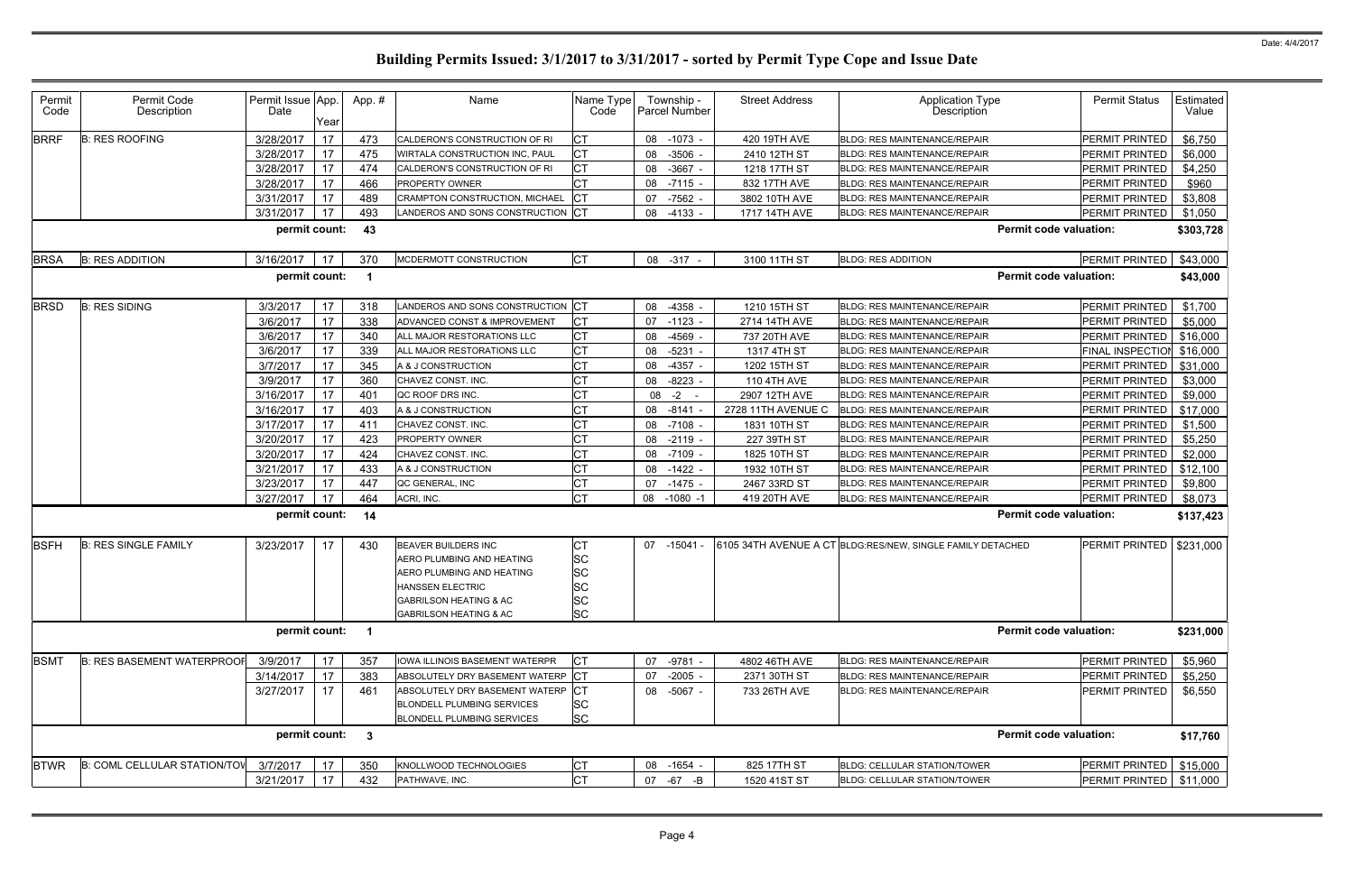# Building Permits Issued: 3/1/2017 to 3/31/2017 - sorted by Permit Type Cope and Issue Date

Date: 4/4/2017

| Permit Code | Permit Code Description | Permit Issue Date | App. Year | App. # | Name | Name Type Code | Township - Parcel Number | Street Address | Application Type Description | Permit Status | Estimated Value |
|---|---|---|---|---|---|---|---|---|---|---|---|
| BRRF | B: RES ROOFING | 3/28/2017 | 17 | 473 | CALDERON'S CONSTRUCTION OF RI | CT | 08 -1073 - | 420 19TH AVE | BLDG: RES MAINTENANCE/REPAIR | PERMIT PRINTED | $6,750 |
| | | 3/28/2017 | 17 | 475 | WIRTALA CONSTRUCTION INC, PAUL | CT | 08 -3506 - | 2410 12TH ST | BLDG: RES MAINTENANCE/REPAIR | PERMIT PRINTED | $6,000 |
| | | 3/28/2017 | 17 | 474 | CALDERON'S CONSTRUCTION OF RI | CT | 08 -3667 - | 1218 17TH ST | BLDG: RES MAINTENANCE/REPAIR | PERMIT PRINTED | $4,250 |
| | | 3/28/2017 | 17 | 466 | PROPERTY OWNER | CT | 08 -7115 - | 832 17TH AVE | BLDG: RES MAINTENANCE/REPAIR | PERMIT PRINTED | $960 |
| | | 3/31/2017 | 17 | 489 | CRAMPTON CONSTRUCTION, MICHAEL | CT | 07 -7562 - | 3802 10TH AVE | BLDG: RES MAINTENANCE/REPAIR | PERMIT PRINTED | $3,808 |
| | | 3/31/2017 | 17 | 493 | LANDEROS AND SONS CONSTRUCTION | CT | 08 -4133 - | 1717 14TH AVE | BLDG: RES MAINTENANCE/REPAIR | PERMIT PRINTED | $1,050 |
| | | **permit count:** | | **43** | | | | | **Permit code valuation:** | | **$303,728** |
| BRSA | B: RES ADDITION | 3/16/2017 | 17 | 370 | MCDERMOTT CONSTRUCTION | CT | 08 -317 - | 3100 11TH ST | BLDG: RES ADDITION | PERMIT PRINTED | $43,000 |
| | | **permit count:** | | **1** | | | | | **Permit code valuation:** | | **$43,000** |
| BRSD | B: RES SIDING | 3/3/2017 | 17 | 318 | LANDEROS AND SONS CONSTRUCTION | CT | 08 -4358 - | 1210 15TH ST | BLDG: RES MAINTENANCE/REPAIR | PERMIT PRINTED | $1,700 |
| | | 3/6/2017 | 17 | 338 | ADVANCED CONST & IMPROVEMENT | CT | 07 -1123 - | 2714 14TH AVE | BLDG: RES MAINTENANCE/REPAIR | PERMIT PRINTED | $5,000 |
| | | 3/6/2017 | 17 | 340 | ALL MAJOR RESTORATIONS LLC | CT | 08 -4569 - | 737 20TH AVE | BLDG: RES MAINTENANCE/REPAIR | PERMIT PRINTED | $16,000 |
| | | 3/6/2017 | 17 | 339 | ALL MAJOR RESTORATIONS LLC | CT | 08 -5231 - | 1317 4TH ST | BLDG: RES MAINTENANCE/REPAIR | FINAL INSPECTION | $16,000 |
| | | 3/7/2017 | 17 | 345 | A & J CONSTRUCTION | CT | 08 -4357 - | 1202 15TH ST | BLDG: RES MAINTENANCE/REPAIR | PERMIT PRINTED | $31,000 |
| | | 3/9/2017 | 17 | 360 | CHAVEZ CONST. INC. | CT | 08 -8223 - | 110 4TH AVE | BLDG: RES MAINTENANCE/REPAIR | PERMIT PRINTED | $3,000 |
| | | 3/16/2017 | 17 | 401 | QC ROOF DRS INC. | CT | 08 -2 - | 2907 12TH AVE | BLDG: RES MAINTENANCE/REPAIR | PERMIT PRINTED | $9,000 |
| | | 3/16/2017 | 17 | 403 | A & J CONSTRUCTION | CT | 08 -8141 - | 2728 11TH AVENUE C | BLDG: RES MAINTENANCE/REPAIR | PERMIT PRINTED | $17,000 |
| | | 3/17/2017 | 17 | 411 | CHAVEZ CONST. INC. | CT | 08 -7108 - | 1831 10TH ST | BLDG: RES MAINTENANCE/REPAIR | PERMIT PRINTED | $1,500 |
| | | 3/20/2017 | 17 | 423 | PROPERTY OWNER | CT | 08 -2119 - | 227 39TH ST | BLDG: RES MAINTENANCE/REPAIR | PERMIT PRINTED | $5,250 |
| | | 3/20/2017 | 17 | 424 | CHAVEZ CONST. INC. | CT | 08 -7109 - | 1825 10TH ST | BLDG: RES MAINTENANCE/REPAIR | PERMIT PRINTED | $2,000 |
| | | 3/21/2017 | 17 | 433 | A & J CONSTRUCTION | CT | 08 -1422 - | 1932 10TH ST | BLDG: RES MAINTENANCE/REPAIR | PERMIT PRINTED | $12,100 |
| | | 3/23/2017 | 17 | 447 | QC GENERAL, INC | CT | 07 -1475 - | 2467 33RD ST | BLDG: RES MAINTENANCE/REPAIR | PERMIT PRINTED | $9,800 |
| | | 3/27/2017 | 17 | 464 | ACRI, INC. | CT | 08 -1080 -1 | 419 20TH AVE | BLDG: RES MAINTENANCE/REPAIR | PERMIT PRINTED | $8,073 |
| | | **permit count:** | | **14** | | | | | **Permit code valuation:** | | **$137,423** |
| BSFH | B: RES SINGLE FAMILY | 3/23/2017 | 17 | 430 | BEAVER BUILDERS INC | CT | 07 -15041 - | 6105 34TH AVENUE A CT | BLDG:RES/NEW, SINGLE FAMILY DETACHED | PERMIT PRINTED | $231,000 |
| | | | | | AERO PLUMBING AND HEATING | SC | | | | | |
| | | | | | AERO PLUMBING AND HEATING | SC | | | | | |
| | | | | | HANSSEN ELECTRIC | SC | | | | | |
| | | | | | GABRILSON HEATING & AC | SC | | | | | |
| | | | | | GABRILSON HEATING & AC | SC | | | | | |
| | | **permit count:** | | **1** | | | | | **Permit code valuation:** | | **$231,000** |
| BSMT | B: RES BASEMENT WATERPROOF | 3/9/2017 | 17 | 357 | IOWA ILLINOIS BASEMENT WATERPR | CT | 07 -9781 - | 4802 46TH AVE | BLDG: RES MAINTENANCE/REPAIR | PERMIT PRINTED | $5,960 |
| | | 3/14/2017 | 17 | 383 | ABSOLUTELY DRY BASEMENT WATERP | CT | 07 -2005 - | 2371 30TH ST | BLDG: RES MAINTENANCE/REPAIR | PERMIT PRINTED | $5,250 |
| | | 3/27/2017 | 17 | 461 | ABSOLUTELY DRY BASEMENT WATERP | CT | 08 -5067 - | 733 26TH AVE | BLDG: RES MAINTENANCE/REPAIR | PERMIT PRINTED | $6,550 |
| | | | | | BLONDELL PLUMBING SERVICES | SC | | | | | |
| | | | | | BLONDELL PLUMBING SERVICES | SC | | | | | |
| | | **permit count:** | | **3** | | | | | **Permit code valuation:** | | **$17,760** |
| BTWR | B: COML CELLULAR STATION/TOW | 3/7/2017 | 17 | 350 | KNOLLWOOD TECHNOLOGIES | CT | 08 -1654 - | 825 17TH ST | BLDG: CELLULAR STATION/TOWER | PERMIT PRINTED | $15,000 |
| | | 3/21/2017 | 17 | 432 | PATHWAVE, INC. | CT | 07 -67 -B | 1520 41ST ST | BLDG: CELLULAR STATION/TOWER | PERMIT PRINTED | $11,000 |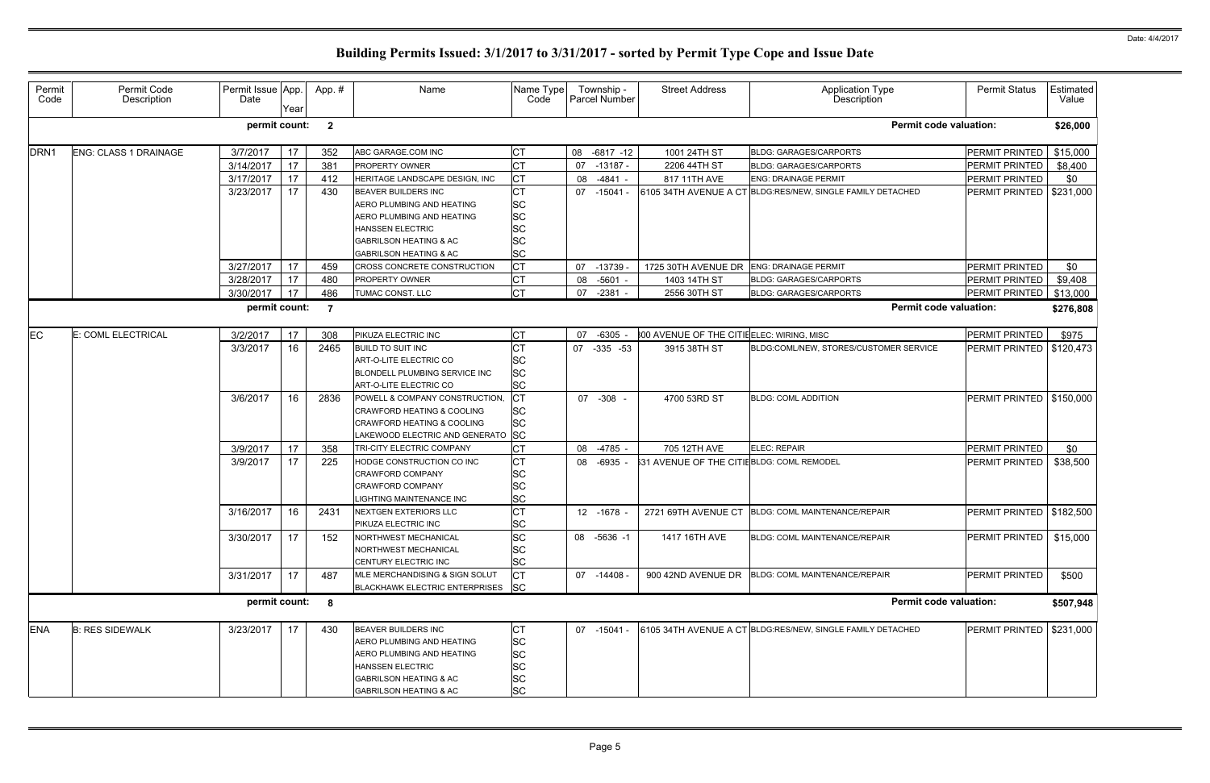# Building Permits Issued: 3/1/2017 to 3/31/2017 - sorted by Permit Type Cope and Issue Date

Date: 4/4/2017

| Permit Code | Permit Code Description | Permit Issue Date | App. Year | App. # | Name | Name Type Code | Township - Parcel Number | Street Address | Application Type Description | Permit Status | Estimated Value |
|---|---|---|---|---|---|---|---|---|---|---|---|
| | | permit count: | | 2 | | | | | Permit code valuation: | | $26,000 |
| DRN1 | ENG: CLASS 1 DRAINAGE | 3/7/2017 | 17 | 352 | ABC GARAGE.COM INC | CT | 08 -6817 -12 | 1001 24TH ST | BLDG: GARAGES/CARPORTS | PERMIT PRINTED | $15,000 |
| | | 3/14/2017 | 17 | 381 | PROPERTY OWNER | CT | 07 -13187 - | 2206 44TH ST | BLDG: GARAGES/CARPORTS | PERMIT PRINTED | $8,400 |
| | | 3/17/2017 | 17 | 412 | HERITAGE LANDSCAPE DESIGN, INC | CT | 08 -4841 - | 817 11TH AVE | ENG: DRAINAGE PERMIT | PERMIT PRINTED | $0 |
| | | 3/23/2017 | 17 | 430 | BEAVER BUILDERS INC | CT | 07 -15041 - | 6105 34TH AVENUE A CT | BLDG:RES/NEW, SINGLE FAMILY DETACHED | PERMIT PRINTED | $231,000 |
| | | | | | AERO PLUMBING AND HEATING | SC | | | | | |
| | | | | | AERO PLUMBING AND HEATING | SC | | | | | |
| | | | | | HANSSEN ELECTRIC | SC | | | | | |
| | | | | | GABRILSON HEATING & AC | SC | | | | | |
| | | | | | GABRILSON HEATING & AC | SC | | | | | |
| | | 3/27/2017 | 17 | 459 | CROSS CONCRETE CONSTRUCTION | CT | 07 -13739 - | 1725 30TH AVENUE DR | ENG: DRAINAGE PERMIT | PERMIT PRINTED | $0 |
| | | 3/28/2017 | 17 | 480 | PROPERTY OWNER | CT | 08 -5601 - | 1403 14TH ST | BLDG: GARAGES/CARPORTS | PERMIT PRINTED | $9,408 |
| | | 3/30/2017 | 17 | 486 | TUMAC CONST. LLC | CT | 07 -2381 - | 2556 30TH ST | BLDG: GARAGES/CARPORTS | PERMIT PRINTED | $13,000 |
| | | permit count: | | 7 | | | | | Permit code valuation: | | $276,808 |
| EC | E: COML ELECTRICAL | 3/2/2017 | 17 | 308 | PIKUZA ELECTRIC INC | CT | 07 -6305 - | 00 AVENUE OF THE CITIE | ELEC: WIRING, MISC | PERMIT PRINTED | $975 |
| | | 3/3/2017 | 16 | 2465 | BUILD TO SUIT INC | CT | 07 -335 -53 | 3915 38TH ST | BLDG:COML/NEW, STORES/CUSTOMER SERVICE | PERMIT PRINTED | $120,473 |
| | | | | | ART-O-LITE ELECTRIC CO | SC | | | | | |
| | | | | | BLONDELL PLUMBING SERVICE INC | SC | | | | | |
| | | | | | ART-O-LITE ELECTRIC CO | SC | | | | | |
| | | 3/6/2017 | 16 | 2836 | POWELL & COMPANY CONSTRUCTION, | CT | 07 -308 - | 4700 53RD ST | BLDG: COML ADDITION | PERMIT PRINTED | $150,000 |
| | | | | | CRAWFORD HEATING & COOLING | SC | | | | | |
| | | | | | CRAWFORD HEATING & COOLING | SC | | | | | |
| | | | | | LAKEWOOD ELECTRIC AND GENERATO | SC | | | | | |
| | | 3/9/2017 | 17 | 358 | TRI-CITY ELECTRIC COMPANY | CT | 08 -4785 - | 705 12TH AVE | ELEC: REPAIR | PERMIT PRINTED | $0 |
| | | 3/9/2017 | 17 | 225 | HODGE CONSTRUCTION CO INC | CT | 08 -6935 - | 31 AVENUE OF THE CITIE | BLDG: COML REMODEL | PERMIT PRINTED | $38,500 |
| | | | | | CRAWFORD COMPANY | SC | | | | | |
| | | | | | CRAWFORD COMPANY | SC | | | | | |
| | | | | | LIGHTING MAINTENANCE INC | SC | | | | | |
| | | 3/16/2017 | 16 | 2431 | NEXTGEN EXTERIORS LLC | CT | 12 -1678 - | 2721 69TH AVENUE CT | BLDG: COML MAINTENANCE/REPAIR | PERMIT PRINTED | $182,500 |
| | | | | | PIKUZA ELECTRIC INC | SC | | | | | |
| | | 3/30/2017 | 17 | 152 | NORTHWEST MECHANICAL | SC | 08 -5636 -1 | 1417 16TH AVE | BLDG: COML MAINTENANCE/REPAIR | PERMIT PRINTED | $15,000 |
| | | | | | NORTHWEST MECHANICAL | SC | | | | | |
| | | | | | CENTURY ELECTRIC INC | SC | | | | | |
| | | 3/31/2017 | 17 | 487 | MLE MERCHANDISING & SIGN SOLUT | CT | 07 -14408 - | 900 42ND AVENUE DR | BLDG: COML MAINTENANCE/REPAIR | PERMIT PRINTED | $500 |
| | | | | | BLACKHAWK ELECTRIC ENTERPRISES | SC | | | | | |
| | | permit count: | | 8 | | | | | Permit code valuation: | | $507,948 |
| ENA | B: RES SIDEWALK | 3/23/2017 | 17 | 430 | BEAVER BUILDERS INC | CT | 07 -15041 - | 6105 34TH AVENUE A CT | BLDG:RES/NEW, SINGLE FAMILY DETACHED | PERMIT PRINTED | $231,000 |
| | | | | | AERO PLUMBING AND HEATING | SC | | | | | |
| | | | | | AERO PLUMBING AND HEATING | SC | | | | | |
| | | | | | HANSSEN ELECTRIC | SC | | | | | |
| | | | | | GABRILSON HEATING & AC | SC | | | | | |
| | | | | | GABRILSON HEATING & AC | SC | | | | | |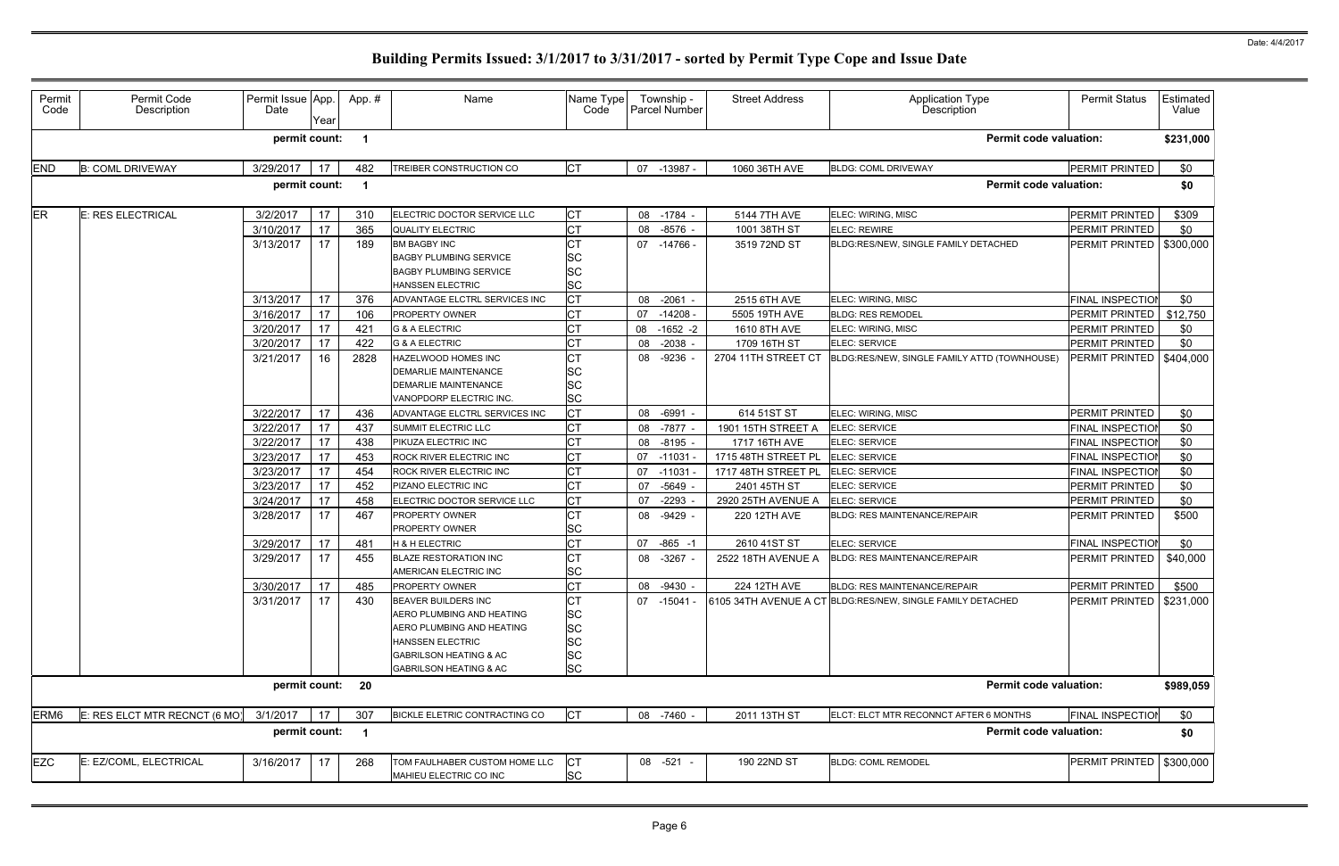# Building Permits Issued: 3/1/2017 to 3/31/2017 - sorted by Permit Type Cope and Issue Date

| Permit Code | Permit Code Description | Permit Issue Date | App. Year | App. # | Name | Name Type Code | Township - Parcel Number | Street Address | Application Type Description | Permit Status | Estimated Value |
|---|---|---|---|---|---|---|---|---|---|---|---|
| | | permit count: | | 1 | | | | | Permit code valuation: | | $231,000 |
| END | B: COML DRIVEWAY | 3/29/2017 | 17 | 482 | TREIBER CONSTRUCTION CO | CT | 07 -13987 - | 1060 36TH AVE | BLDG: COML DRIVEWAY | PERMIT PRINTED | $0 |
| | | permit count: | | 1 | | | | | Permit code valuation: | | $0 |
| ER | E: RES ELECTRICAL | 3/2/2017 | 17 | 310 | ELECTRIC DOCTOR SERVICE LLC | CT | 08 -1784 - | 5144 7TH AVE | ELEC: WIRING, MISC | PERMIT PRINTED | $309 |
| | | 3/10/2017 | 17 | 365 | QUALITY ELECTRIC | CT | 08 -8576 - | 1001 38TH ST | ELEC: REWIRE | PERMIT PRINTED | $0 |
| | | 3/13/2017 | 17 | 189 | BM BAGBY INC | CT | 07 -14766 - | 3519 72ND ST | BLDG:RES/NEW, SINGLE FAMILY DETACHED | PERMIT PRINTED | $300,000 |
| | | | | | BAGBY PLUMBING SERVICE | SC | | | | | |
| | | | | | BAGBY PLUMBING SERVICE | SC | | | | | |
| | | | | | HANSSEN ELECTRIC | SC | | | | | |
| | | 3/13/2017 | 17 | 376 | ADVANTAGE ELCTRL SERVICES INC | CT | 08 -2061 - | 2515 6TH AVE | ELEC: WIRING, MISC | FINAL INSPECTION | $0 |
| | | 3/16/2017 | 17 | 106 | PROPERTY OWNER | CT | 07 -14208 - | 5505 19TH AVE | BLDG: RES REMODEL | PERMIT PRINTED | $12,750 |
| | | 3/20/2017 | 17 | 421 | G & A ELECTRIC | CT | 08 -1652 -2 | 1610 8TH AVE | ELEC: WIRING, MISC | PERMIT PRINTED | $0 |
| | | 3/20/2017 | 17 | 422 | G & A ELECTRIC | CT | 08 -2038 - | 1709 16TH ST | ELEC: SERVICE | PERMIT PRINTED | $0 |
| | | 3/21/2017 | 16 | 2828 | HAZELWOOD HOMES INC | CT | 08 -9236 - | 2704 11TH STREET CT | BLDG:RES/NEW, SINGLE FAMILY ATTD (TOWNHOUSE) | PERMIT PRINTED | $404,000 |
| | | | | | DEMARLIE MAINTENANCE | SC | | | | | |
| | | | | | DEMARLIE MAINTENANCE | SC | | | | | |
| | | | | | VANOPDORP ELECTRIC INC. | SC | | | | | |
| | | 3/22/2017 | 17 | 436 | ADVANTAGE ELCTRL SERVICES INC | CT | 08 -6991 - | 614 51ST ST | ELEC: WIRING, MISC | PERMIT PRINTED | $0 |
| | | 3/22/2017 | 17 | 437 | SUMMIT ELECTRIC LLC | CT | 08 -7877 - | 1901 15TH STREET A | ELEC: SERVICE | FINAL INSPECTION | $0 |
| | | 3/22/2017 | 17 | 438 | PIKUZA ELECTRIC INC | CT | 08 -8195 - | 1717 16TH AVE | ELEC: SERVICE | FINAL INSPECTION | $0 |
| | | 3/23/2017 | 17 | 453 | ROCK RIVER ELECTRIC INC | CT | 07 -11031 - | 1715 48TH STREET PL | ELEC: SERVICE | FINAL INSPECTION | $0 |
| | | 3/23/2017 | 17 | 454 | ROCK RIVER ELECTRIC INC | CT | 07 -11031 - | 1717 48TH STREET PL | ELEC: SERVICE | FINAL INSPECTION | $0 |
| | | 3/23/2017 | 17 | 452 | PIZANO ELECTRIC INC | CT | 07 -5649 - | 2401 45TH ST | ELEC: SERVICE | PERMIT PRINTED | $0 |
| | | 3/24/2017 | 17 | 458 | ELECTRIC DOCTOR SERVICE LLC | CT | 07 -2293 - | 2920 25TH AVENUE A | ELEC: SERVICE | PERMIT PRINTED | $0 |
| | | 3/28/2017 | 17 | 467 | PROPERTY OWNER | CT | 08 -9429 - | 220 12TH AVE | BLDG: RES MAINTENANCE/REPAIR | PERMIT PRINTED | $500 |
| | | | | | PROPERTY OWNER | SC | | | | | |
| | | 3/29/2017 | 17 | 481 | H & H ELECTRIC | CT | 07 -865 -1 | 2610 41ST ST | ELEC: SERVICE | FINAL INSPECTION | $0 |
| | | 3/29/2017 | 17 | 455 | BLAZE RESTORATION INC | CT | 08 -3267 - | 2522 18TH AVENUE A | BLDG: RES MAINTENANCE/REPAIR | PERMIT PRINTED | $40,000 |
| | | | | | AMERICAN ELECTRIC INC | SC | | | | | |
| | | 3/30/2017 | 17 | 485 | PROPERTY OWNER | CT | 08 -9430 - | 224 12TH AVE | BLDG: RES MAINTENANCE/REPAIR | PERMIT PRINTED | $500 |
| | | 3/31/2017 | 17 | 430 | BEAVER BUILDERS INC | CT | 07 -15041 - | 6105 34TH AVENUE A CT | BLDG:RES/NEW, SINGLE FAMILY DETACHED | PERMIT PRINTED | $231,000 |
| | | | | | AERO PLUMBING AND HEATING | SC | | | | | |
| | | | | | AERO PLUMBING AND HEATING | SC | | | | | |
| | | | | | HANSSEN ELECTRIC | SC | | | | | |
| | | | | | GABRILSON HEATING & AC | SC | | | | | |
| | | | | | GABRILSON HEATING & AC | SC | | | | | |
| | | permit count: | | 20 | | | | | Permit code valuation: | | $989,059 |
| ERM6 | E: RES ELCT MTR RECNCT (6 MO) | 3/1/2017 | 17 | 307 | BICKLE ELETRIC CONTRACTING CO | CT | 08 -7460 - | 2011 13TH ST | ELCT: ELCT MTR RECONNCT AFTER 6 MONTHS | FINAL INSPECTION | $0 |
| | | permit count: | | 1 | | | | | Permit code valuation: | | $0 |
| EZC | E: EZ/COML, ELECTRICAL | 3/16/2017 | 17 | 268 | TOM FAULHABER CUSTOM HOME LLC | CT | 08 -521 - | 190 22ND ST | BLDG: COML REMODEL | PERMIT PRINTED | $300,000 |
| | | | | | MAHIEU ELECTRIC CO INC | SC | | | | | |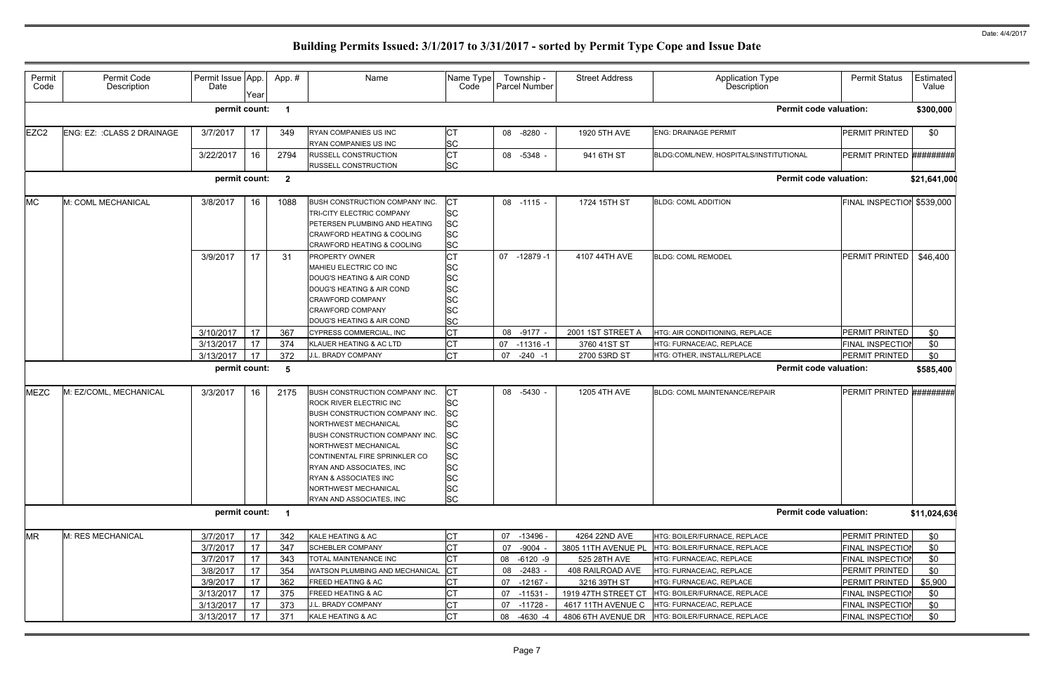# Building Permits Issued: 3/1/2017 to 3/31/2017 - sorted by Permit Type Cope and Issue Date

| Permit Code | Permit Code Description | Permit Issue Date | App. Year | App. # | Name | Name Type Code | Township - Parcel Number | Street Address | Application Type Description | Permit Status | Estimated Value |
|---|---|---|---|---|---|---|---|---|---|---|---|
| | | permit count: | | 1 | | | | | Permit code valuation: | | $300,000 |
| EZC2 | ENG: EZ: :CLASS 2 DRAINAGE | 3/7/2017 | 17 | 349 | RYAN COMPANIES US INC<br>RYAN COMPANIES US INC | CT<br>SC | 08 -8280 - | 1920 5TH AVE | ENG: DRAINAGE PERMIT | PERMIT PRINTED | $0 |
| | | 3/22/2017 | 16 | 2794 | RUSSELL CONSTRUCTION<br>RUSSELL CONSTRUCTION | CT<br>SC | 08 -5348 - | 941 6TH ST | BLDG:COML/NEW, HOSPITALS/INSTITUTIONAL | PERMIT PRINTED | ######### |
| | | permit count: | | 2 | | | | | Permit code valuation: | | $21,641,000 |
| MC | M: COML MECHANICAL | 3/8/2017 | 16 | 1088 | BUSH CONSTRUCTION COMPANY INC.<br>TRI-CITY ELECTRIC COMPANY<br>PETERSEN PLUMBING AND HEATING<br>CRAWFORD HEATING & COOLING<br>CRAWFORD HEATING & COOLING | CT<br>SC<br>SC<br>SC<br>SC | 08 -1115 - | 1724 15TH ST | BLDG: COML ADDITION | FINAL INSPECTION | $539,000 |
| | | 3/9/2017 | 17 | 31 | PROPERTY OWNER<br>MAHIEU ELECTRIC CO INC<br>DOUG'S HEATING & AIR COND<br>DOUG'S HEATING & AIR COND<br>CRAWFORD COMPANY<br>CRAWFORD COMPANY<br>DOUG'S HEATING & AIR COND | CT<br>SC<br>SC<br>SC<br>SC<br>SC<br>SC | 07 -12879 -1 | 4107 44TH AVE | BLDG: COML REMODEL | PERMIT PRINTED | $46,400 |
| | | 3/10/2017 | 17 | 367 | CYPRESS COMMERCIAL, INC | CT | 08 -9177 - | 2001 1ST STREET A | HTG: AIR CONDITIONING, REPLACE | PERMIT PRINTED | $0 |
| | | 3/13/2017 | 17 | 374 | KLAUER HEATING & AC LTD | CT | 07 -11316 -1 | 3760 41ST ST | HTG: FURNACE/AC, REPLACE | FINAL INSPECTION | $0 |
| | | 3/13/2017 | 17 | 372 | J.L. BRADY COMPANY | CT | 07 -240 -1 | 2700 53RD ST | HTG: OTHER, INSTALL/REPLACE | PERMIT PRINTED | $0 |
| | | permit count: | | 5 | | | | | Permit code valuation: | | $585,400 |
| MEZC | M: EZ/COML, MECHANICAL | 3/3/2017 | 16 | 2175 | BUSH CONSTRUCTION COMPANY INC.<br>ROCK RIVER ELECTRIC INC<br>BUSH CONSTRUCTION COMPANY INC.<br>NORTHWEST MECHANICAL<br>BUSH CONSTRUCTION COMPANY INC.<br>NORTHWEST MECHANICAL<br>CONTINENTAL FIRE SPRINKLER CO<br>RYAN AND ASSOCIATES, INC<br>RYAN & ASSOCIATES INC<br>NORTHWEST MECHANICAL<br>RYAN AND ASSOCIATES, INC | CT<br>SC<br>SC<br>SC<br>SC<br>SC<br>SC<br>SC<br>SC<br>SC<br>SC | 08 -5430 - | 1205 4TH AVE | BLDG: COML MAINTENANCE/REPAIR | PERMIT PRINTED | ######### |
| | | permit count: | | 1 | | | | | Permit code valuation: | | $11,024,636 |
| MR | M: RES MECHANICAL | 3/7/2017 | 17 | 342 | KALE HEATING & AC | CT | 07 -13496 - | 4264 22ND AVE | HTG: BOILER/FURNACE, REPLACE | PERMIT PRINTED | $0 |
| | | 3/7/2017 | 17 | 347 | SCHEBLER COMPANY | CT | 07 -9004 - | 3805 11TH AVENUE PL | HTG: BOILER/FURNACE, REPLACE | FINAL INSPECTION | $0 |
| | | 3/7/2017 | 17 | 343 | TOTAL MAINTENANCE INC | CT | 08 -6120 -9 | 525 28TH AVE | HTG: FURNACE/AC, REPLACE | FINAL INSPECTION | $0 |
| | | 3/8/2017 | 17 | 354 | WATSON PLUMBING AND MECHANICAL | CT | 08 -2483 - | 408 RAILROAD AVE | HTG: FURNACE/AC, REPLACE | PERMIT PRINTED | $0 |
| | | 3/9/2017 | 17 | 362 | FREED HEATING & AC | CT | 07 -12167 - | 3216 39TH ST | HTG: FURNACE/AC, REPLACE | PERMIT PRINTED | $5,900 |
| | | 3/13/2017 | 17 | 375 | FREED HEATING & AC | CT | 07 -11531 - | 1919 47TH STREET CT | HTG: BOILER/FURNACE, REPLACE | FINAL INSPECTION | $0 |
| | | 3/13/2017 | 17 | 373 | J.L. BRADY COMPANY | CT | 07 -11728 - | 4617 11TH AVENUE C | HTG: FURNACE/AC, REPLACE | FINAL INSPECTION | $0 |
| | | 3/13/2017 | 17 | 371 | KALE HEATING & AC | CT | 08 -4630 -4 | 4806 6TH AVENUE DR | HTG: BOILER/FURNACE, REPLACE | FINAL INSPECTION | $0 |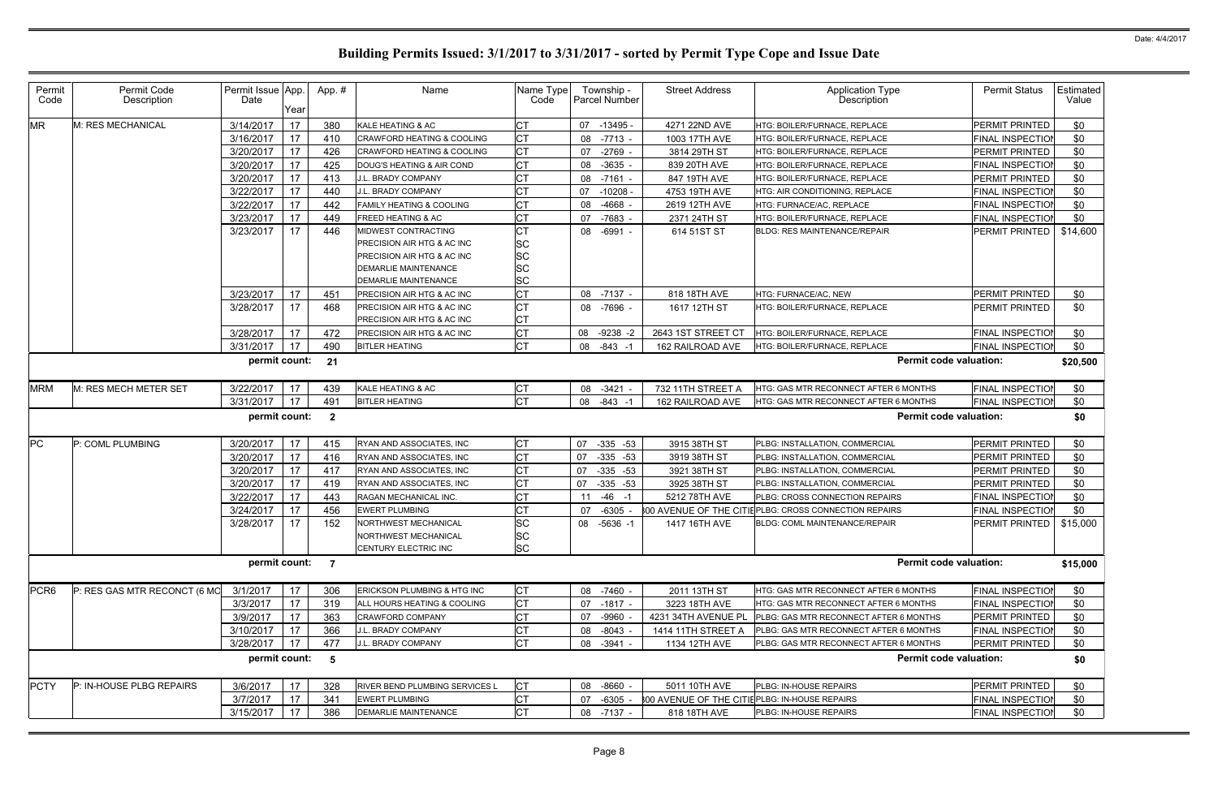# Building Permits Issued: 3/1/2017 to 3/31/2017 - sorted by Permit Type Cope and Issue Date

| Permit Code | Permit Code Description | Permit Issue Date | App. Year | App. # | Name | Name Type Code | Township - Parcel Number | Street Address | Application Type Description | Permit Status | Estimated Value |
|---|---|---|---|---|---|---|---|---|---|---|---|
| MR | M: RES MECHANICAL | 3/14/2017 | 17 | 380 | KALE HEATING & AC | CT | 07 -13495 - | 4271 22ND AVE | HTG: BOILER/FURNACE, REPLACE | PERMIT PRINTED | $0 |
| | | 3/16/2017 | 17 | 410 | CRAWFORD HEATING & COOLING | CT | 08 -7713 - | 1003 17TH AVE | HTG: BOILER/FURNACE, REPLACE | FINAL INSPECTION | $0 |
| | | 3/20/2017 | 17 | 426 | CRAWFORD HEATING & COOLING | CT | 07 -2769 - | 3814 29TH ST | HTG: BOILER/FURNACE, REPLACE | PERMIT PRINTED | $0 |
| | | 3/20/2017 | 17 | 425 | DOUG'S HEATING & AIR COND | CT | 08 -3635 - | 839 20TH AVE | HTG: BOILER/FURNACE, REPLACE | FINAL INSPECTION | $0 |
| | | 3/20/2017 | 17 | 413 | J.L. BRADY COMPANY | CT | 08 -7161 - | 847 19TH AVE | HTG: BOILER/FURNACE, REPLACE | PERMIT PRINTED | $0 |
| | | 3/22/2017 | 17 | 440 | J.L. BRADY COMPANY | CT | 07 -10208 - | 4753 19TH AVE | HTG: AIR CONDITIONING, REPLACE | FINAL INSPECTION | $0 |
| | | 3/22/2017 | 17 | 442 | FAMILY HEATING & COOLING | CT | 08 -4668 - | 2619 12TH AVE | HTG: FURNACE/AC, REPLACE | FINAL INSPECTION | $0 |
| | | 3/23/2017 | 17 | 449 | FREED HEATING & AC | CT | 07 -7683 - | 2371 24TH ST | HTG: BOILER/FURNACE, REPLACE | FINAL INSPECTION | $0 |
| | | 3/23/2017 | 17 | 446 | MIDWEST CONTRACTING<br>PRECISION AIR HTG & AC INC<br>PRECISION AIR HTG & AC INC<br>DEMARLIE MAINTENANCE<br>DEMARLIE MAINTENANCE | CT<br>SC<br>SC<br>SC<br>SC | 08 -6991 - | 614 51ST ST | BLDG: RES MAINTENANCE/REPAIR | PERMIT PRINTED | $14,600 |
| | | 3/23/2017 | 17 | 451 | PRECISION AIR HTG & AC INC | CT | 08 -7137 - | 818 18TH AVE | HTG: FURNACE/AC, NEW | PERMIT PRINTED | $0 |
| | | 3/28/2017 | 17 | 468 | PRECISION AIR HTG & AC INC<br>PRECISION AIR HTG & AC INC | CT<br>CT | 08 -7696 - | 1617 12TH ST | HTG: BOILER/FURNACE, REPLACE | PERMIT PRINTED | $0 |
| | | 3/28/2017 | 17 | 472 | PRECISION AIR HTG & AC INC | CT | 08 -9238 -2 | 2643 1ST STREET CT | HTG: BOILER/FURNACE, REPLACE | FINAL INSPECTION | $0 |
| | | 3/31/2017 | 17 | 490 | BITLER HEATING | CT | 08 -843 -1 | 162 RAILROAD AVE | HTG: BOILER/FURNACE, REPLACE | FINAL INSPECTION | $0 |
| | | permit count: | | 21 | | | | | Permit code valuation: | | $20,500 |
| MRM | M: RES MECH METER SET | 3/22/2017 | 17 | 439 | KALE HEATING & AC | CT | 08 -3421 - | 732 11TH STREET A | HTG: GAS MTR RECONNECT AFTER 6 MONTHS | FINAL INSPECTION | $0 |
| | | 3/31/2017 | 17 | 491 | BITLER HEATING | CT | 08 -843 -1 | 162 RAILROAD AVE | HTG: GAS MTR RECONNECT AFTER 6 MONTHS | FINAL INSPECTION | $0 |
| | | permit count: | | 2 | | | | | Permit code valuation: | | $0 |
| PC | P: COML PLUMBING | 3/20/2017 | 17 | 415 | RYAN AND ASSOCIATES, INC | CT | 07 -335 -53 | 3915 38TH ST | PLBG: INSTALLATION, COMMERCIAL | PERMIT PRINTED | $0 |
| | | 3/20/2017 | 17 | 416 | RYAN AND ASSOCIATES, INC | CT | 07 -335 -53 | 3919 38TH ST | PLBG: INSTALLATION, COMMERCIAL | PERMIT PRINTED | $0 |
| | | 3/20/2017 | 17 | 417 | RYAN AND ASSOCIATES, INC | CT | 07 -335 -53 | 3921 38TH ST | PLBG: INSTALLATION, COMMERCIAL | PERMIT PRINTED | $0 |
| | | 3/20/2017 | 17 | 419 | RYAN AND ASSOCIATES, INC | CT | 07 -335 -53 | 3925 38TH ST | PLBG: INSTALLATION, COMMERCIAL | PERMIT PRINTED | $0 |
| | | 3/22/2017 | 17 | 443 | RAGAN MECHANICAL INC. | CT | 11 -46 -1 | 5212 78TH AVE | PLBG: CROSS CONNECTION REPAIRS | FINAL INSPECTION | $0 |
| | | 3/24/2017 | 17 | 456 | EWERT PLUMBING | CT | 07 -6305 - | 00 AVENUE OF THE CITIE | PLBG: CROSS CONNECTION REPAIRS | FINAL INSPECTION | $0 |
| | | 3/28/2017 | 17 | 152 | NORTHWEST MECHANICAL<br>NORTHWEST MECHANICAL<br>CENTURY ELECTRIC INC | SC<br>SC<br>SC | 08 -5636 -1 | 1417 16TH AVE | BLDG: COML MAINTENANCE/REPAIR | PERMIT PRINTED | $15,000 |
| | | permit count: | | 7 | | | | | Permit code valuation: | | $15,000 |
| PCR6 | P: RES GAS MTR RECONCT (6 MO | 3/1/2017 | 17 | 306 | ERICKSON PLUMBING & HTG INC | CT | 08 -7460 - | 2011 13TH ST | HTG: GAS MTR RECONNECT AFTER 6 MONTHS | FINAL INSPECTION | $0 |
| | | 3/3/2017 | 17 | 319 | ALL HOURS HEATING & COOLING | CT | 07 -1817 - | 3223 18TH AVE | HTG: GAS MTR RECONNECT AFTER 6 MONTHS | FINAL INSPECTION | $0 |
| | | 3/9/2017 | 17 | 363 | CRAWFORD COMPANY | CT | 07 -9960 - | 4231 34TH AVENUE PL | PLBG: GAS MTR RECONNECT AFTER 6 MONTHS | PERMIT PRINTED | $0 |
| | | 3/10/2017 | 17 | 366 | J.L. BRADY COMPANY | CT | 08 -8043 - | 1414 11TH STREET A | PLBG: GAS MTR RECONNECT AFTER 6 MONTHS | FINAL INSPECTION | $0 |
| | | 3/28/2017 | 17 | 477 | J.L. BRADY COMPANY | CT | 08 -3941 - | 1134 12TH AVE | PLBG: GAS MTR RECONNECT AFTER 6 MONTHS | PERMIT PRINTED | $0 |
| | | permit count: | | 5 | | | | | Permit code valuation: | | $0 |
| PCTY | P: IN-HOUSE PLBG REPAIRS | 3/6/2017 | 17 | 328 | RIVER BEND PLUMBING SERVICES L | CT | 08 -8660 - | 5011 10TH AVE | PLBG: IN-HOUSE REPAIRS | PERMIT PRINTED | $0 |
| | | 3/7/2017 | 17 | 341 | EWERT PLUMBING | CT | 07 -6305 - | 00 AVENUE OF THE CITIE | PLBG: IN-HOUSE REPAIRS | FINAL INSPECTION | $0 |
| | | 3/15/2017 | 17 | 386 | DEMARLIE MAINTENANCE | CT | 08 -7137 - | 818 18TH AVE | PLBG: IN-HOUSE REPAIRS | FINAL INSPECTION | $0 |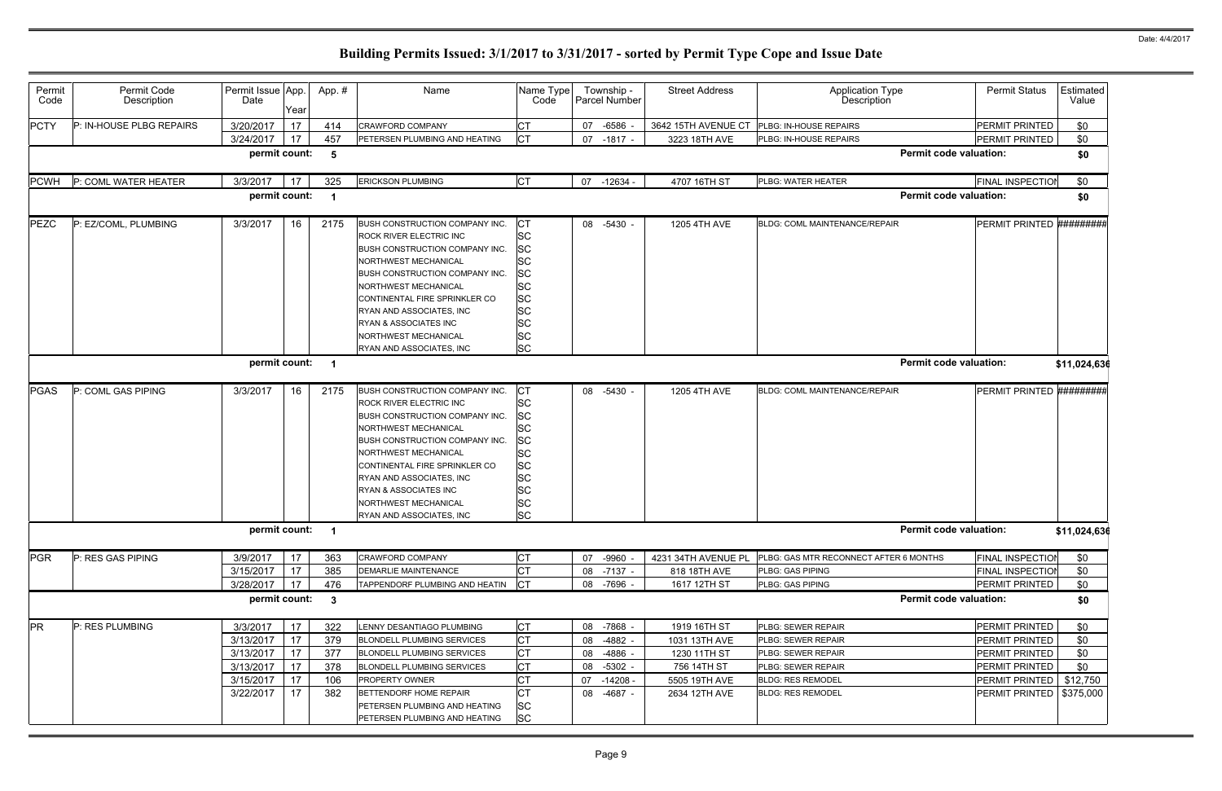# Building Permits Issued: 3/1/2017 to 3/31/2017 - sorted by Permit Type Cope and Issue Date

| Permit Code | Permit Code Description | Permit Issue Date | App. Year | Appl. # | Name | Name Type Code | Township - Parcel Number | Street Address | Application Type Description | Permit Status | Estimated Value |
|---|---|---|---|---|---|---|---|---|---|---|---|
| PCTY | P: IN-HOUSE PLBG REPAIRS | 3/20/2017 | 17 | 414 | CRAWFORD COMPANY | CT | 07 -6586 - | 3642 15TH AVENUE CT | PLBG: IN-HOUSE REPAIRS | PERMIT PRINTED | $0 |
| | | 3/24/2017 | 17 | 457 | PETERSEN PLUMBING AND HEATING | CT | 07 -1817 - | 3223 18TH AVE | PLBG: IN-HOUSE REPAIRS | PERMIT PRINTED | $0 |
| | | **permit count:** | | **5** | | | | | **Permit code valuation:** | | **$0** |
| PCWH | P: COML WATER HEATER | 3/3/2017 | 17 | 325 | ERICKSON PLUMBING | CT | 07 -12634 - | 4707 16TH ST | PLBG: WATER HEATER | FINAL INSPECTION | $0 |
| | | **permit count:** | | **1** | | | | | **Permit code valuation:** | | **$0** |
| PEZC | P: EZ/COML, PLUMBING | 3/3/2017 | 16 | 2175 | BUSH CONSTRUCTION COMPANY INC. | CT | 08 -5430 - | 1205 4TH AVE | BLDG: COML MAINTENANCE/REPAIR | PERMIT PRINTED | ######### |
| | | | | | ROCK RIVER ELECTRIC INC | SC | | | | | |
| | | | | | BUSH CONSTRUCTION COMPANY INC. | SC | | | | | |
| | | | | | NORTHWEST MECHANICAL | SC | | | | | |
| | | | | | BUSH CONSTRUCTION COMPANY INC. | SC | | | | | |
| | | | | | NORTHWEST MECHANICAL | SC | | | | | |
| | | | | | CONTINENTAL FIRE SPRINKLER CO | SC | | | | | |
| | | | | | RYAN AND ASSOCIATES, INC | SC | | | | | |
| | | | | | RYAN & ASSOCIATES INC | SC | | | | | |
| | | | | | NORTHWEST MECHANICAL | SC | | | | | |
| | | | | | RYAN AND ASSOCIATES, INC | SC | | | | | |
| | | **permit count:** | | **1** | | | | | **Permit code valuation:** | | **$11,024,636** |
| PGAS | P: COML GAS PIPING | 3/3/2017 | 16 | 2175 | BUSH CONSTRUCTION COMPANY INC. | CT | 08 -5430 - | 1205 4TH AVE | BLDG: COML MAINTENANCE/REPAIR | PERMIT PRINTED | ######### |
| | | | | | ROCK RIVER ELECTRIC INC | SC | | | | | |
| | | | | | BUSH CONSTRUCTION COMPANY INC. | SC | | | | | |
| | | | | | NORTHWEST MECHANICAL | SC | | | | | |
| | | | | | BUSH CONSTRUCTION COMPANY INC. | SC | | | | | |
| | | | | | NORTHWEST MECHANICAL | SC | | | | | |
| | | | | | CONTINENTAL FIRE SPRINKLER CO | SC | | | | | |
| | | | | | RYAN AND ASSOCIATES, INC | SC | | | | | |
| | | | | | RYAN & ASSOCIATES INC | SC | | | | | |
| | | | | | NORTHWEST MECHANICAL | SC | | | | | |
| | | | | | RYAN AND ASSOCIATES, INC | SC | | | | | |
| | | **permit count:** | | **1** | | | | | **Permit code valuation:** | | **$11,024,636** |
| PGR | P: RES GAS PIPING | 3/9/2017 | 17 | 363 | CRAWFORD COMPANY | CT | 07 -9960 - | 4231 34TH AVENUE PL | PLBG: GAS MTR RECONNECT AFTER 6 MONTHS | FINAL INSPECTION | $0 |
| | | 3/15/2017 | 17 | 385 | DEMARLIE MAINTENANCE | CT | 08 -7137 - | 818 18TH AVE | PLBG: GAS PIPING | FINAL INSPECTION | $0 |
| | | 3/28/2017 | 17 | 476 | TAPPENDORF PLUMBING AND HEATIN | CT | 08 -7696 - | 1617 12TH ST | PLBG: GAS PIPING | PERMIT PRINTED | $0 |
| | | **permit count:** | | **3** | | | | | **Permit code valuation:** | | **$0** |
| PR | P: RES PLUMBING | 3/3/2017 | 17 | 322 | LENNY DESANTIAGO PLUMBING | CT | 08 -7868 - | 1919 16TH ST | PLBG: SEWER REPAIR | PERMIT PRINTED | $0 |
| | | 3/13/2017 | 17 | 379 | BLONDELL PLUMBING SERVICES | CT | 08 -4882 - | 1031 13TH AVE | PLBG: SEWER REPAIR | PERMIT PRINTED | $0 |
| | | 3/13/2017 | 17 | 377 | BLONDELL PLUMBING SERVICES | CT | 08 -4886 - | 1230 11TH ST | PLBG: SEWER REPAIR | PERMIT PRINTED | $0 |
| | | 3/13/2017 | 17 | 378 | BLONDELL PLUMBING SERVICES | CT | 08 -5302 - | 756 14TH ST | PLBG: SEWER REPAIR | PERMIT PRINTED | $0 |
| | | 3/15/2017 | 17 | 106 | PROPERTY OWNER | CT | 07 -14208 - | 5505 19TH AVE | BLDG: RES REMODEL | PERMIT PRINTED | $12,750 |
| | | 3/22/2017 | 17 | 382 | BETTENDORF HOME REPAIR | CT | 08 -4687 - | 2634 12TH AVE | BLDG: RES REMODEL | PERMIT PRINTED | $375,000 |
| | | | | | PETERSEN PLUMBING AND HEATING | SC | | | | | |
| | | | | | PETERSEN PLUMBING AND HEATING | SC | | | | | |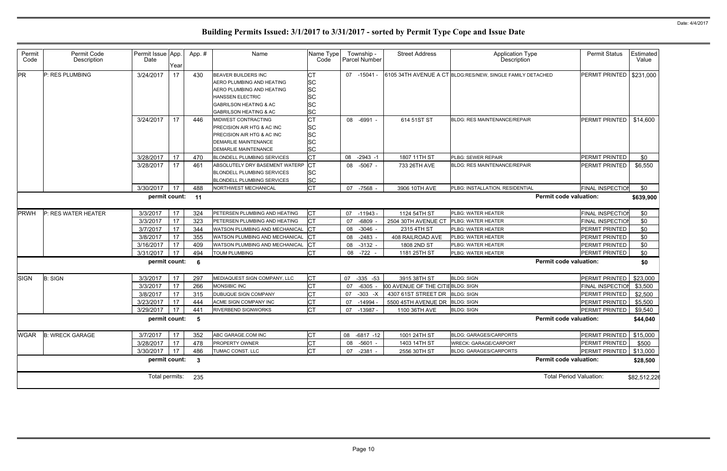# Building Permits Issued: 3/1/2017 to 3/31/2017 - sorted by Permit Type Cope and Issue Date

Date: 4/4/2017

| Permit Code | Permit Code Description | Permit Issue Date | App. Year | App. # | Name | Name Type Code | Township - Parcel Number | Street Address | Application Type Description | Permit Status | Estimated Value |
|---|---|---|---|---|---|---|---|---|---|---|---|
| PR | P: RES PLUMBING | 3/24/2017 | 17 | 430 | BEAVER BUILDERS INC | CT | 07 -15041 - | 6105 34TH AVENUE A CT | BLDG:RES/NEW, SINGLE FAMILY DETACHED | PERMIT PRINTED | $231,000 |
| | | | | | AERO PLUMBING AND HEATING | SC | | | | | |
| | | | | | AERO PLUMBING AND HEATING | SC | | | | | |
| | | | | | HANSSEN ELECTRIC | SC | | | | | |
| | | | | | GABRILSON HEATING & AC | SC | | | | | |
| | | | | | GABRILSON HEATING & AC | SC | | | | | |
| | | 3/24/2017 | 17 | 446 | MIDWEST CONTRACTING | CT | 08 -6991 - | 614 51ST ST | BLDG: RES MAINTENANCE/REPAIR | PERMIT PRINTED | $14,600 |
| | | | | | PRECISION AIR HTG & AC INC | SC | | | | | |
| | | | | | PRECISION AIR HTG & AC INC | SC | | | | | |
| | | | | | DEMARLIE MAINTENANCE | SC | | | | | |
| | | | | | DEMARLIE MAINTENANCE | SC | | | | | |
| | | 3/28/2017 | 17 | 470 | BLONDELL PLUMBING SERVICES | CT | 08 -2943 -1 | 1807 11TH ST | PLBG: SEWER REPAIR | PERMIT PRINTED | $0 |
| | | 3/28/2017 | 17 | 461 | ABSOLUTELY DRY BASEMENT WATERP | CT | 08 -5067 - | 733 26TH AVE | BLDG: RES MAINTENANCE/REPAIR | PERMIT PRINTED | $6,550 |
| | | | | | BLONDELL PLUMBING SERVICES | SC | | | | | |
| | | | | | BLONDELL PLUMBING SERVICES | SC | | | | | |
| | | 3/30/2017 | 17 | 488 | NORTHWEST MECHANICAL | CT | 07 -7568 - | 3906 10TH AVE | PLBG: INSTALLATION, RESIDENTIAL | FINAL INSPECTION | $0 |
| | | permit count: | | 11 | | | | | Permit code valuation: | | $639,900 |
| PRWH | P: RES WATER HEATER | 3/3/2017 | 17 | 324 | PETERSEN PLUMBING AND HEATING | CT | 07 -11943 - | 1124 54TH ST | PLBG: WATER HEATER | FINAL INSPECTION | $0 |
| | | 3/3/2017 | 17 | 323 | PETERSEN PLUMBING AND HEATING | CT | 07 -6809 - | 2504 30TH AVENUE CT | PLBG: WATER HEATER | FINAL INSPECTION | $0 |
| | | 3/7/2017 | 17 | 344 | WATSON PLUMBING AND MECHANICAL | CT | 08 -3046 - | 2315 4TH ST | PLBG: WATER HEATER | PERMIT PRINTED | $0 |
| | | 3/8/2017 | 17 | 355 | WATSON PLUMBING AND MECHANICAL | CT | 08 -2483 - | 408 RAILROAD AVE | PLBG: WATER HEATER | PERMIT PRINTED | $0 |
| | | 3/16/2017 | 17 | 409 | WATSON PLUMBING AND MECHANICAL | CT | 08 -3132 - | 1808 2ND ST | PLBG: WATER HEATER | PERMIT PRINTED | $0 |
| | | 3/31/2017 | 17 | 494 | TOUM PLUMBING | CT | 08 -722 - | 1181 25TH ST | PLBG: WATER HEATER | PERMIT PRINTED | $0 |
| | | permit count: | | 6 | | | | | Permit code valuation: | | $0 |
| SIGN | B: SIGN | 3/3/2017 | 17 | 297 | MEDIAQUEST SIGN COMPANY, LLC | CT | 07 -335 -53 | 3915 38TH ST | BLDG: SIGN | PERMIT PRINTED | $23,000 |
| | | 3/3/2017 | 17 | 266 | MONSIBIC INC | CT | 07 -6305 - | 00 AVENUE OF THE CITIE | BLDG: SIGN | FINAL INSPECTION | $3,500 |
| | | 3/8/2017 | 17 | 315 | DUBUQUE SIGN COMPANY | CT | 07 -303 -X | 4307 61ST STREET DR | BLDG: SIGN | PERMIT PRINTED | $2,500 |
| | | 3/23/2017 | 17 | 444 | ACME SIGN COMPANY INC | CT | 07 -14994 - | 5500 45TH AVENUE DR | BLDG: SIGN | PERMIT PRINTED | $5,500 |
| | | 3/29/2017 | 17 | 441 | RIVERBEND SIGNWORKS | CT | 07 -13987 - | 1100 36TH AVE | BLDG: SIGN | PERMIT PRINTED | $9,540 |
| | | permit count: | | 5 | | | | | Permit code valuation: | | $44,040 |
| WGAR | B: WRECK GARAGE | 3/7/2017 | 17 | 352 | ABC GARAGE.COM INC | CT | 08 -6817 -12 | 1001 24TH ST | BLDG: GARAGES/CARPORTS | PERMIT PRINTED | $15,000 |
| | | 3/28/2017 | 17 | 478 | PROPERTY OWNER | CT | 08 -5601 - | 1403 14TH ST | WRECK: GARAGE/CARPORT | PERMIT PRINTED | $500 |
| | | 3/30/2017 | 17 | 486 | TUMAC CONST. LLC | CT | 07 -2381 - | 2556 30TH ST | BLDG: GARAGES/CARPORTS | PERMIT PRINTED | $13,000 |
| | | permit count: | | 3 | | | | | Permit code valuation: | | $28,500 |
| | | Total permits: | | 235 | | | | | Total Period Valuation: | | $82,512,226 |